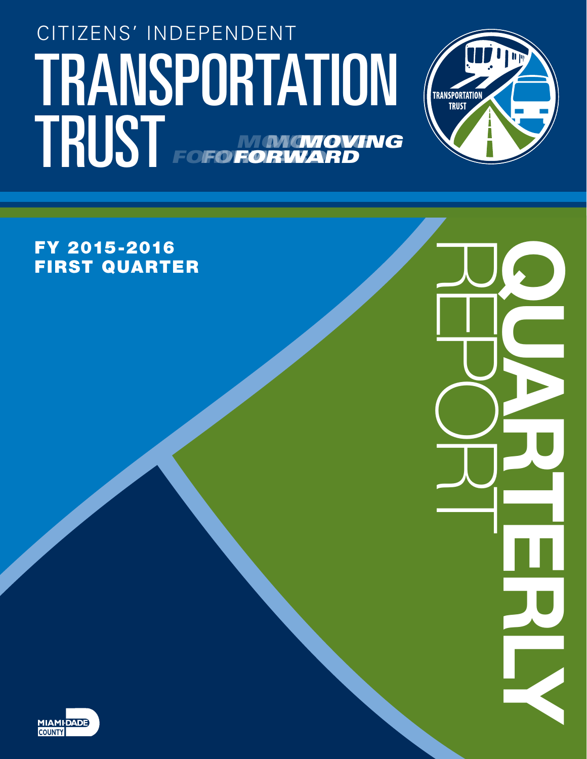CITIZENS' INDEPENDENT

# TRANSPORTATION TRUST

MOVING FORWARD

TRANSPORTATION TRUST

## FY 2015-2016 FIRST QUARTER

# QUARTERLY REPORT

MIAMI-DADE COUNTY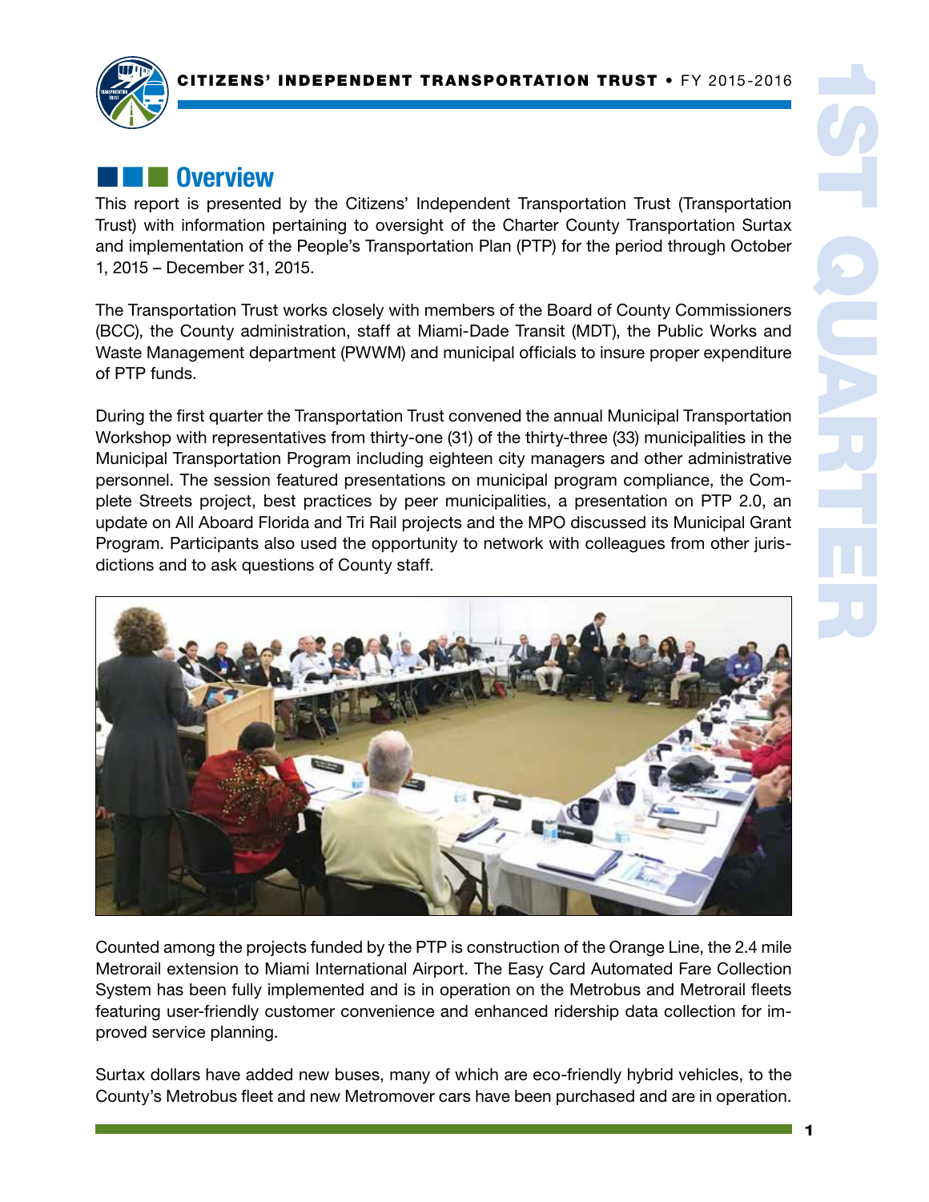## Overview

This report is presented by the Citizens' Independent Transportation Trust (Transportation Trust) with information pertaining to oversight of the Charter County Transportation Surtax and implementation of the People's Transportation Plan (PTP) for the period through October 1, 2015 – December 31, 2015.

The Transportation Trust works closely with members of the Board of County Commissioners (BCC), the County administration, staff at Miami-Dade Transit (MDT), the Public Works and Waste Management department (PWWM) and municipal officials to insure proper expenditure of PTP funds.

During the first quarter the Transportation Trust convened the annual Municipal Transportation Workshop with representatives from thirty-one (31) of the thirty-three (33) municipalities in the Municipal Transportation Program including eighteen city managers and other administrative personnel. The session featured presentations on municipal program compliance, the Complete Streets project, best practices by peer municipalities, a presentation on PTP 2.0, an update on All Aboard Florida and Tri Rail projects and the MPO discussed its Municipal Grant Program. Participants also used the opportunity to network with colleagues from other jurisdictions and to ask questions of County staff.

Counted among the projects funded by the PTP is construction of the Orange Line, the 2.4 mile Metrorail extension to Miami International Airport. The Easy Card Automated Fare Collection System has been fully implemented and is in operation on the Metrobus and Metrorail fleets featuring user-friendly customer convenience and enhanced ridership data collection for improved service planning.

Surtax dollars have added new buses, many of which are eco-friendly hybrid vehicles, to the County's Metrobus fleet and new Metromover cars have been purchased and are in operation.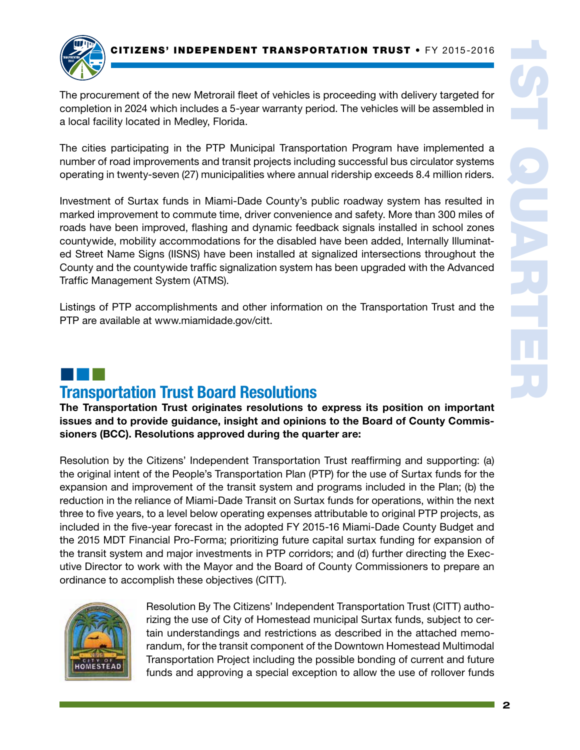The procurement of the new Metrorail fleet of vehicles is proceeding with delivery targeted for completion in 2024 which includes a 5-year warranty period. The vehicles will be assembled in a local facility located in Medley, Florida.

The cities participating in the PTP Municipal Transportation Program have implemented a number of road improvements and transit projects including successful bus circulator systems operating in twenty-seven (27) municipalities where annual ridership exceeds 8.4 million riders.

Investment of Surtax funds in Miami-Dade County's public roadway system has resulted in marked improvement to commute time, driver convenience and safety. More than 300 miles of roads have been improved, flashing and dynamic feedback signals installed in school zones countywide, mobility accommodations for the disabled have been added, Internally Illuminated Street Name Signs (IISNS) have been installed at signalized intersections throughout the County and the countywide traffic signalization system has been upgraded with the Advanced Traffic Management System (ATMS).

Listings of PTP accomplishments and other information on the Transportation Trust and the PTP are available at www.miamidade.gov/citt.

## Transportation Trust Board Resolutions

**The Transportation Trust originates resolutions to express its position on important issues and to provide guidance, insight and opinions to the Board of County Commissioners (BCC). Resolutions approved during the quarter are:**

Resolution by the Citizens' Independent Transportation Trust reaffirming and supporting: (a) the original intent of the People's Transportation Plan (PTP) for the use of Surtax funds for the expansion and improvement of the transit system and programs included in the Plan; (b) the reduction in the reliance of Miami-Dade Transit on Surtax funds for operations, within the next three to five years, to a level below operating expenses attributable to original PTP projects, as included in the five-year forecast in the adopted FY 2015-16 Miami-Dade County Budget and the 2015 MDT Financial Pro-Forma; prioritizing future capital surtax funding for expansion of the transit system and major investments in PTP corridors; and (d) further directing the Executive Director to work with the Mayor and the Board of County Commissioners to prepare an ordinance to accomplish these objectives (CITT).

Resolution By The Citizens' Independent Transportation Trust (CITT) authorizing the use of City of Homestead municipal Surtax funds, subject to certain understandings and restrictions as described in the attached memorandum, for the transit component of the Downtown Homestead Multimodal Transportation Project including the possible bonding of current and future funds and approving a special exception to allow the use of rollover funds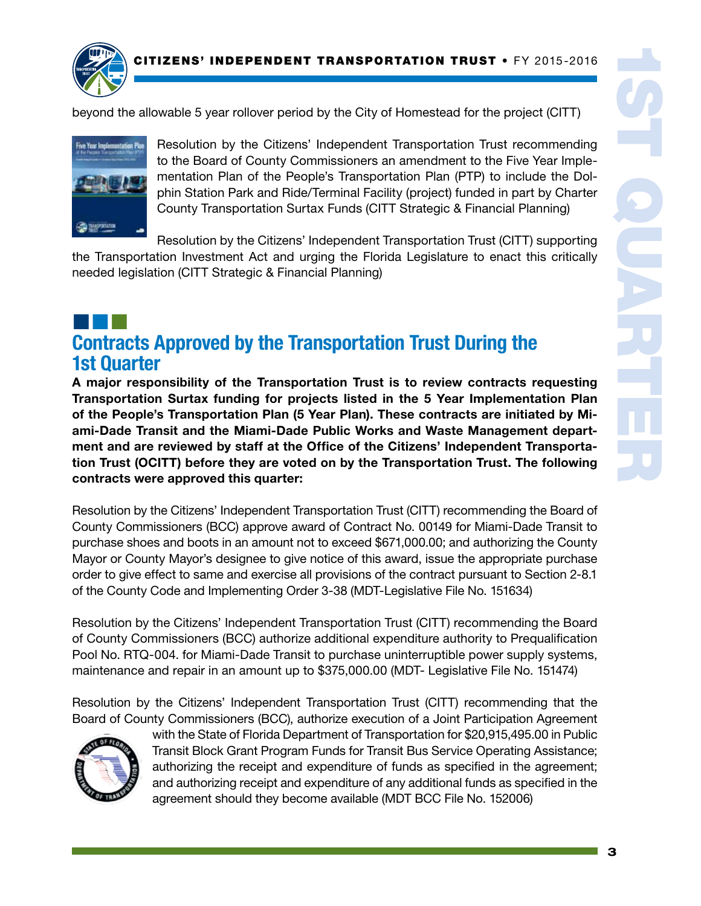beyond the allowable 5 year rollover period by the City of Homestead for the project (CITT)

Resolution by the Citizens' Independent Transportation Trust recommending to the Board of County Commissioners an amendment to the Five Year Implementation Plan of the People's Transportation Plan (PTP) to include the Dolphin Station Park and Ride/Terminal Facility (project) funded in part by Charter County Transportation Surtax Funds (CITT Strategic & Financial Planning)

Resolution by the Citizens' Independent Transportation Trust (CITT) supporting the Transportation Investment Act and urging the Florida Legislature to enact this critically needed legislation (CITT Strategic & Financial Planning)

## Contracts Approved by the Transportation Trust During the 1st Quarter

**A major responsibility of the Transportation Trust is to review contracts requesting Transportation Surtax funding for projects listed in the 5 Year Implementation Plan of the People's Transportation Plan (5 Year Plan). These contracts are initiated by Miami-Dade Transit and the Miami-Dade Public Works and Waste Management department and are reviewed by staff at the Office of the Citizens' Independent Transportation Trust (OCITT) before they are voted on by the Transportation Trust. The following contracts were approved this quarter:**

Resolution by the Citizens' Independent Transportation Trust (CITT) recommending the Board of County Commissioners (BCC) approve award of Contract No. 00149 for Miami-Dade Transit to purchase shoes and boots in an amount not to exceed $671,000.00; and authorizing the County Mayor or County Mayor's designee to give notice of this award, issue the appropriate purchase order to give effect to same and exercise all provisions of the contract pursuant to Section 2-8.1 of the County Code and Implementing Order 3-38 (MDT-Legislative File No. 151634)

Resolution by the Citizens' Independent Transportation Trust (CITT) recommending the Board of County Commissioners (BCC) authorize additional expenditure authority to Prequalification Pool No. RTQ-004. for Miami-Dade Transit to purchase uninterruptible power supply systems, maintenance and repair in an amount up to $375,000.00 (MDT- Legislative File No. 151474)

Resolution by the Citizens' Independent Transportation Trust (CITT) recommending that the Board of County Commissioners (BCC), authorize execution of a Joint Participation Agreement with the State of Florida Department of Transportation for $20,915,495.00 in Public Transit Block Grant Program Funds for Transit Bus Service Operating Assistance; authorizing the receipt and expenditure of funds as specified in the agreement; and authorizing receipt and expenditure of any additional funds as specified in the agreement should they become available (MDT BCC File No. 152006)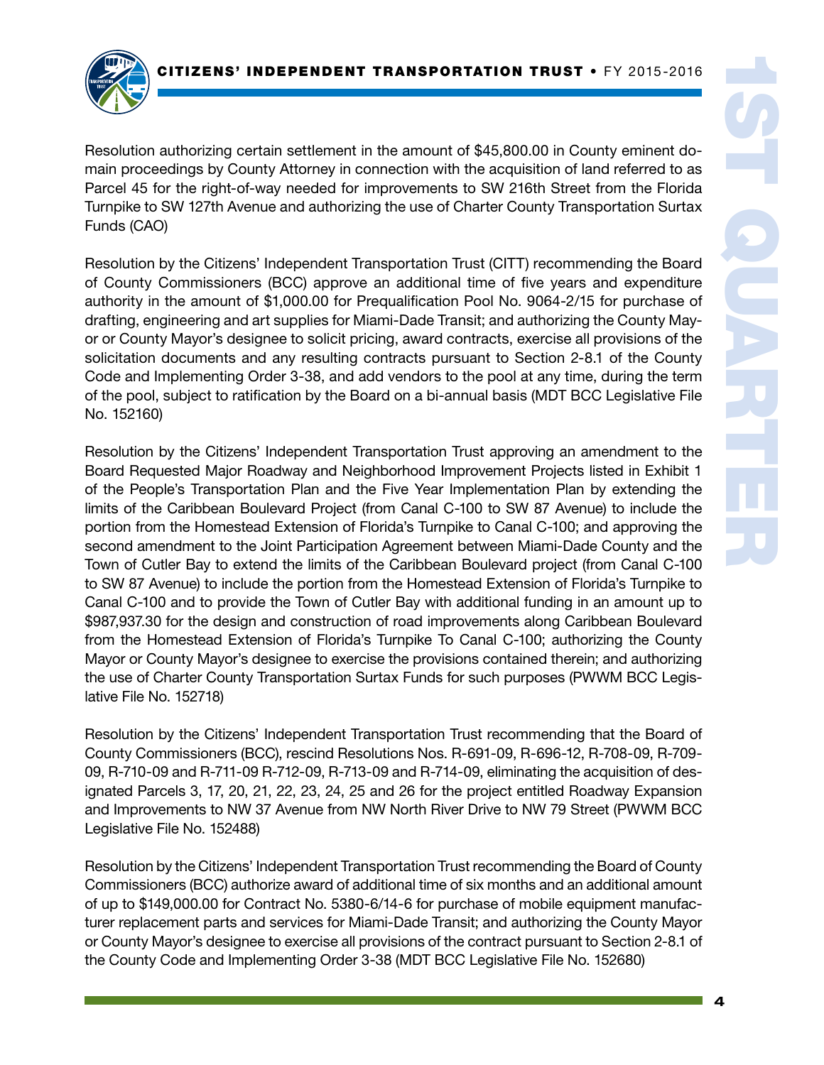Resolution authorizing certain settlement in the amount of $45,800.00 in County eminent domain proceedings by County Attorney in connection with the acquisition of land referred to as Parcel 45 for the right-of-way needed for improvements to SW 216th Street from the Florida Turnpike to SW 127th Avenue and authorizing the use of Charter County Transportation Surtax Funds (CAO)

Resolution by the Citizens' Independent Transportation Trust (CITT) recommending the Board of County Commissioners (BCC) approve an additional time of five years and expenditure authority in the amount of $1,000.00 for Prequalification Pool No. 9064-2/15 for purchase of drafting, engineering and art supplies for Miami-Dade Transit; and authorizing the County Mayor or County Mayor's designee to solicit pricing, award contracts, exercise all provisions of the solicitation documents and any resulting contracts pursuant to Section 2-8.1 of the County Code and Implementing Order 3-38, and add vendors to the pool at any time, during the term of the pool, subject to ratification by the Board on a bi-annual basis (MDT BCC Legislative File No. 152160)

Resolution by the Citizens' Independent Transportation Trust approving an amendment to the Board Requested Major Roadway and Neighborhood Improvement Projects listed in Exhibit 1 of the People's Transportation Plan and the Five Year Implementation Plan by extending the limits of the Caribbean Boulevard Project (from Canal C-100 to SW 87 Avenue) to include the portion from the Homestead Extension of Florida's Turnpike to Canal C-100; and approving the second amendment to the Joint Participation Agreement between Miami-Dade County and the Town of Cutler Bay to extend the limits of the Caribbean Boulevard project (from Canal C-100 to SW 87 Avenue) to include the portion from the Homestead Extension of Florida's Turnpike to Canal C-100 and to provide the Town of Cutler Bay with additional funding in an amount up to $987,937.30 for the design and construction of road improvements along Caribbean Boulevard from the Homestead Extension of Florida's Turnpike To Canal C-100; authorizing the County Mayor or County Mayor's designee to exercise the provisions contained therein; and authorizing the use of Charter County Transportation Surtax Funds for such purposes (PWWM BCC Legislative File No. 152718)

Resolution by the Citizens' Independent Transportation Trust recommending that the Board of County Commissioners (BCC), rescind Resolutions Nos. R-691-09, R-696-12, R-708-09, R-709-09, R-710-09 and R-711-09 R-712-09, R-713-09 and R-714-09, eliminating the acquisition of designated Parcels 3, 17, 20, 21, 22, 23, 24, 25 and 26 for the project entitled Roadway Expansion and Improvements to NW 37 Avenue from NW North River Drive to NW 79 Street (PWWM BCC Legislative File No. 152488)

Resolution by the Citizens' Independent Transportation Trust recommending the Board of County Commissioners (BCC) authorize award of additional time of six months and an additional amount of up to $149,000.00 for Contract No. 5380-6/14-6 for purchase of mobile equipment manufacturer replacement parts and services for Miami-Dade Transit; and authorizing the County Mayor or County Mayor's designee to exercise all provisions of the contract pursuant to Section 2-8.1 of the County Code and Implementing Order 3-38 (MDT BCC Legislative File No. 152680)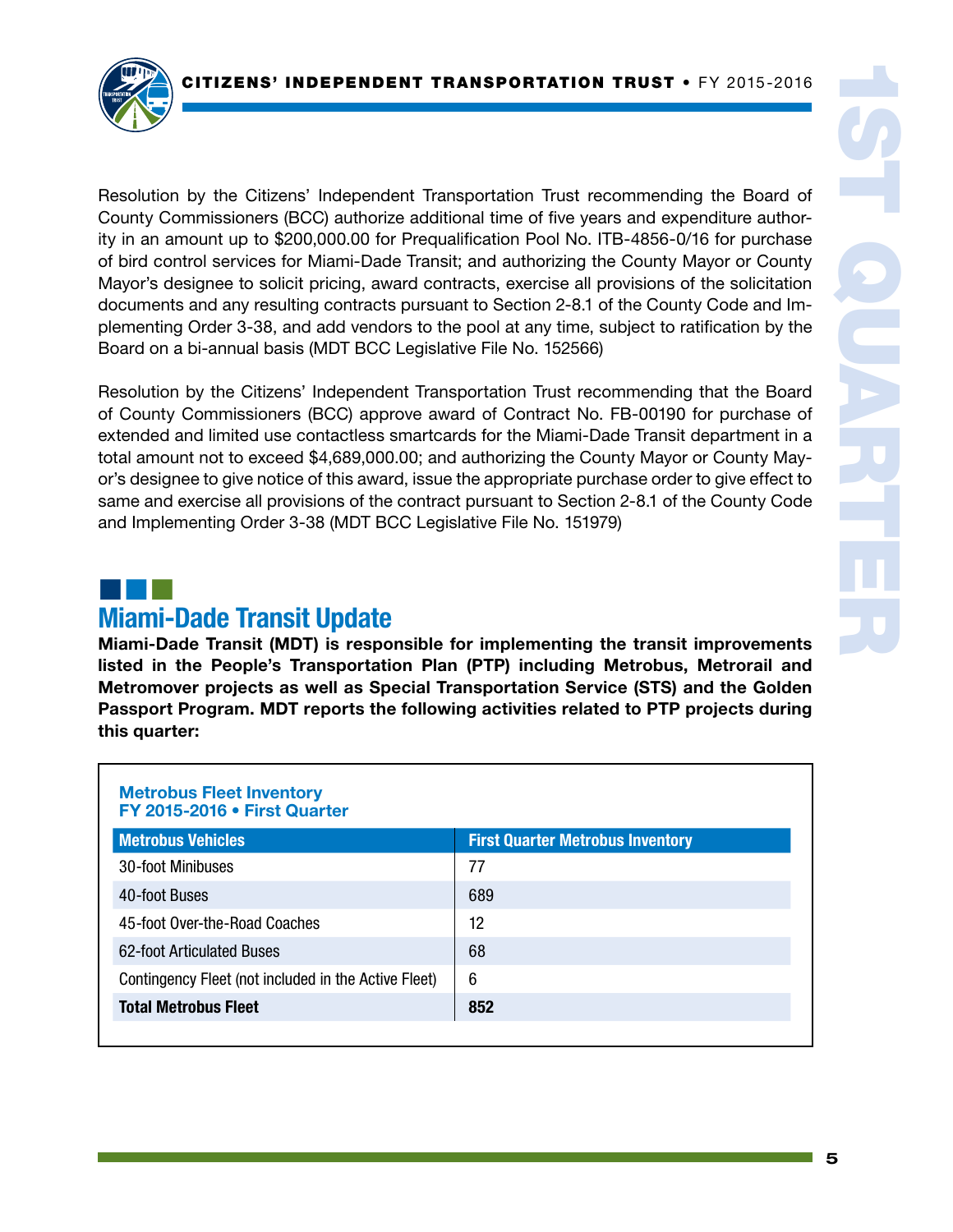Resolution by the Citizens' Independent Transportation Trust recommending the Board of County Commissioners (BCC) authorize additional time of five years and expenditure authority in an amount up to $200,000.00 for Prequalification Pool No. ITB-4856-0/16 for purchase of bird control services for Miami-Dade Transit; and authorizing the County Mayor or County Mayor's designee to solicit pricing, award contracts, exercise all provisions of the solicitation documents and any resulting contracts pursuant to Section 2-8.1 of the County Code and Implementing Order 3-38, and add vendors to the pool at any time, subject to ratification by the Board on a bi-annual basis (MDT BCC Legislative File No. 152566)

Resolution by the Citizens' Independent Transportation Trust recommending that the Board of County Commissioners (BCC) approve award of Contract No. FB-00190 for purchase of extended and limited use contactless smartcards for the Miami-Dade Transit department in a total amount not to exceed $4,689,000.00; and authorizing the County Mayor or County Mayor's designee to give notice of this award, issue the appropriate purchase order to give effect to same and exercise all provisions of the contract pursuant to Section 2-8.1 of the County Code and Implementing Order 3-38 (MDT BCC Legislative File No. 151979)

## Miami-Dade Transit Update

**Miami-Dade Transit (MDT) is responsible for implementing the transit improvements listed in the People's Transportation Plan (PTP) including Metrobus, Metrorail and Metromover projects as well as Special Transportation Service (STS) and the Golden Passport Program. MDT reports the following activities related to PTP projects during this quarter:**

**Metrobus Fleet Inventory**
**FY 2015-2016 • First Quarter**

| Metrobus Vehicles | First Quarter Metrobus Inventory |
|---|---|
| 30-foot Minibuses | 77 |
| 40-foot Buses | 689 |
| 45-foot Over-the-Road Coaches | 12 |
| 62-foot Articulated Buses | 68 |
| Contingency Fleet (not included in the Active Fleet) | 6 |
| **Total Metrobus Fleet** | **852** |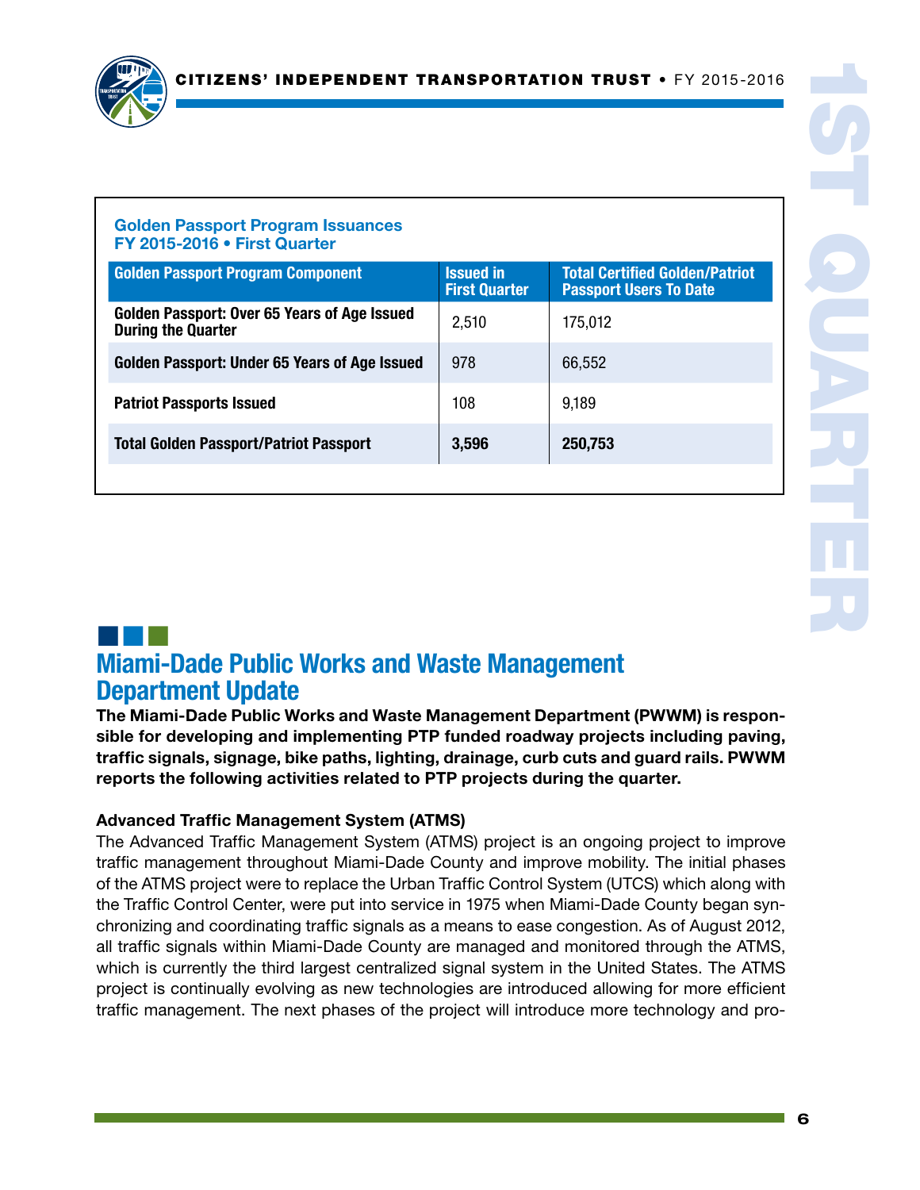**Golden Passport Program Issuances**
**FY 2015-2016 • First Quarter**

| Golden Passport Program Component | Issued in First Quarter | Total Certified Golden/Patriot Passport Users To Date |
|---|---|---|
| Golden Passport: Over 65 Years of Age Issued During the Quarter | 2,510 | 175,012 |
| Golden Passport: Under 65 Years of Age Issued | 978 | 66,552 |
| Patriot Passports Issued | 108 | 9,189 |
| **Total Golden Passport/Patriot Passport** | **3,596** | **250,753** |

## Miami-Dade Public Works and Waste Management Department Update

**The Miami-Dade Public Works and Waste Management Department (PWWM) is responsible for developing and implementing PTP funded roadway projects including paving, traffic signals, signage, bike paths, lighting, drainage, curb cuts and guard rails. PWWM reports the following activities related to PTP projects during the quarter.**

### Advanced Traffic Management System (ATMS)

The Advanced Traffic Management System (ATMS) project is an ongoing project to improve traffic management throughout Miami-Dade County and improve mobility. The initial phases of the ATMS project were to replace the Urban Traffic Control System (UTCS) which along with the Traffic Control Center, were put into service in 1975 when Miami-Dade County began synchronizing and coordinating traffic signals as a means to ease congestion. As of August 2012, all traffic signals within Miami-Dade County are managed and monitored through the ATMS, which is currently the third largest centralized signal system in the United States. The ATMS project is continually evolving as new technologies are introduced allowing for more efficient traffic management. The next phases of the project will introduce more technology and pro-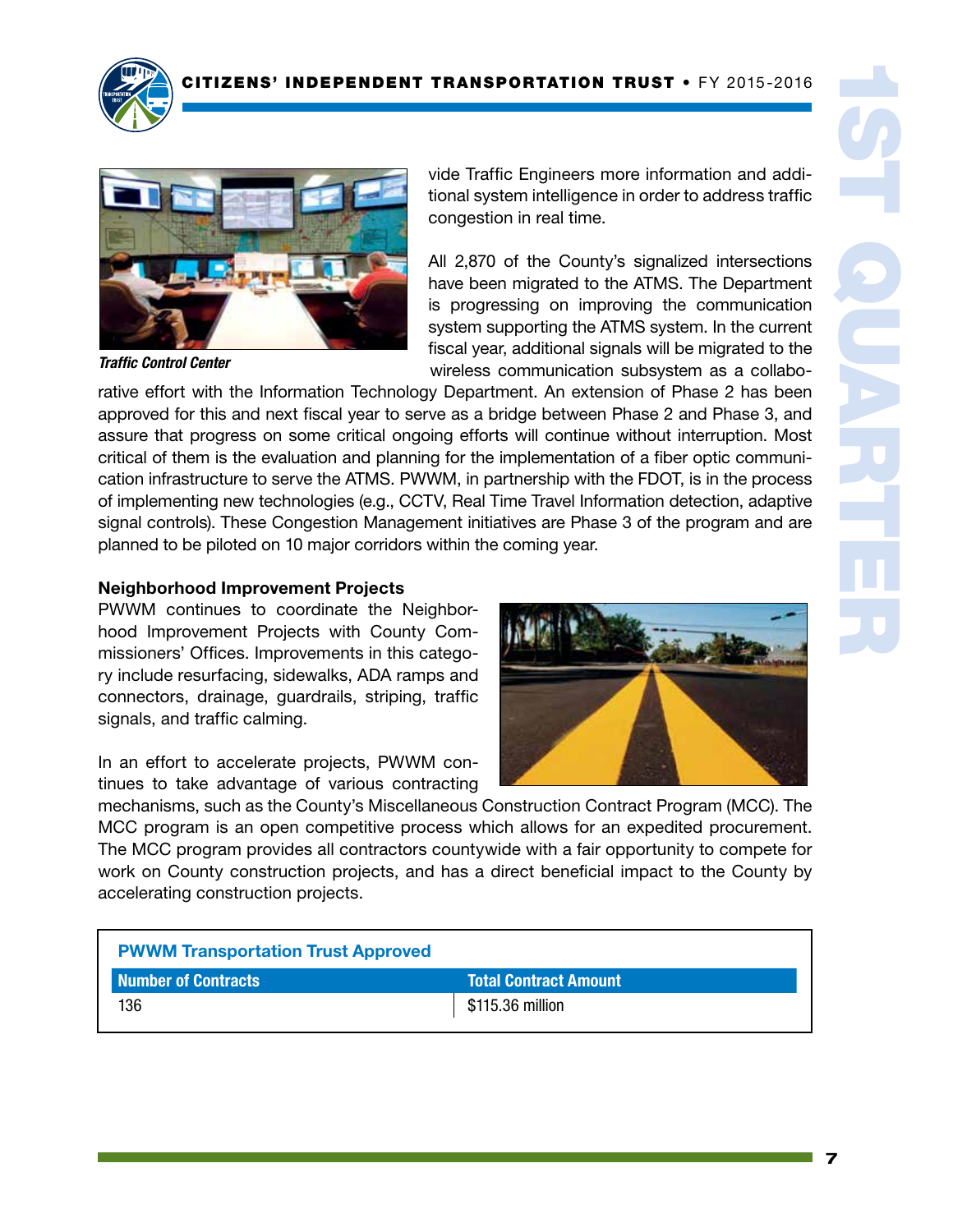*Traffic Control Center*

vide Traffic Engineers more information and additional system intelligence in order to address traffic congestion in real time.

All 2,870 of the County's signalized intersections have been migrated to the ATMS. The Department is progressing on improving the communication system supporting the ATMS system. In the current fiscal year, additional signals will be migrated to the wireless communication subsystem as a collaborative effort with the Information Technology Department. An extension of Phase 2 has been approved for this and next fiscal year to serve as a bridge between Phase 2 and Phase 3, and assure that progress on some critical ongoing efforts will continue without interruption. Most critical of them is the evaluation and planning for the implementation of a fiber optic communication infrastructure to serve the ATMS. PWWM, in partnership with the FDOT, is in the process of implementing new technologies (e.g., CCTV, Real Time Travel Information detection, adaptive signal controls). These Congestion Management initiatives are Phase 3 of the program and are planned to be piloted on 10 major corridors within the coming year.

**Neighborhood Improvement Projects**

PWWM continues to coordinate the Neighborhood Improvement Projects with County Commissioners' Offices. Improvements in this category include resurfacing, sidewalks, ADA ramps and connectors, drainage, guardrails, striping, traffic signals, and traffic calming.

In an effort to accelerate projects, PWWM continues to take advantage of various contracting mechanisms, such as the County's Miscellaneous Construction Contract Program (MCC). The MCC program is an open competitive process which allows for an expedited procurement. The MCC program provides all contractors countywide with a fair opportunity to compete for work on County construction projects, and has a direct beneficial impact to the County by accelerating construction projects.

**PWWM Transportation Trust Approved**

| Number of Contracts | Total Contract Amount |
| --- | --- |
| 136 | $115.36 million |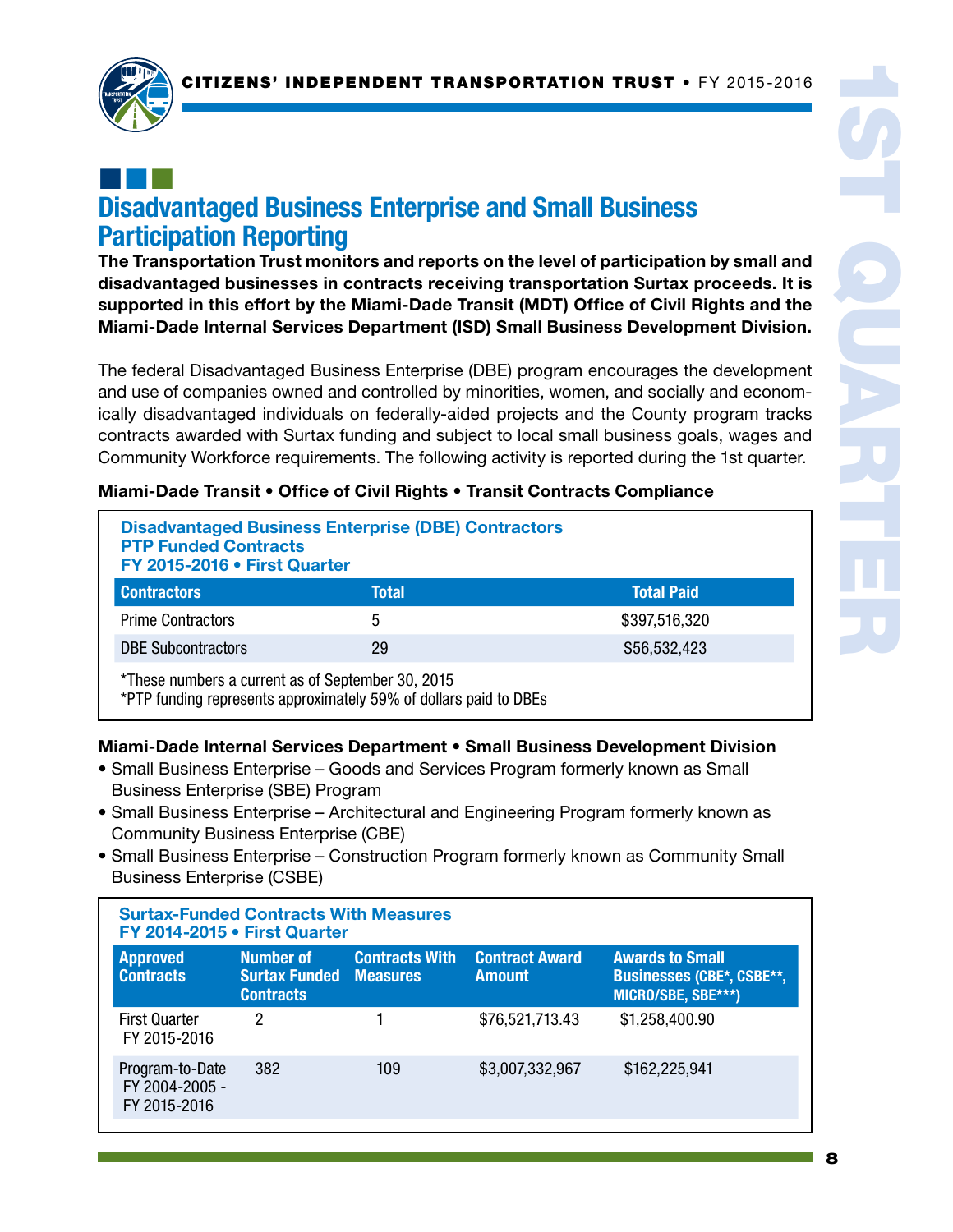## Disadvantaged Business Enterprise and Small Business Participation Reporting

**The Transportation Trust monitors and reports on the level of participation by small and disadvantaged businesses in contracts receiving transportation Surtax proceeds. It is supported in this effort by the Miami-Dade Transit (MDT) Office of Civil Rights and the Miami-Dade Internal Services Department (ISD) Small Business Development Division.**

The federal Disadvantaged Business Enterprise (DBE) program encourages the development and use of companies owned and controlled by minorities, women, and socially and economically disadvantaged individuals on federally-aided projects and the County program tracks contracts awarded with Surtax funding and subject to local small business goals, wages and Community Workforce requirements. The following activity is reported during the 1st quarter.

**Miami-Dade Transit • Office of Civil Rights • Transit Contracts Compliance**

**Disadvantaged Business Enterprise (DBE) Contractors**
**PTP Funded Contracts**
**FY 2015-2016 • First Quarter**

| Contractors | Total | Total Paid |
|---|---|---|
| Prime Contractors | 5 | $397,516,320 |
| DBE Subcontractors | 29 | $56,532,423 |

*These numbers a current as of September 30, 2015
*PTP funding represents approximately 59% of dollars paid to DBEs

**Miami-Dade Internal Services Department • Small Business Development Division**

- Small Business Enterprise – Goods and Services Program formerly known as Small Business Enterprise (SBE) Program
- Small Business Enterprise – Architectural and Engineering Program formerly known as Community Business Enterprise (CBE)
- Small Business Enterprise – Construction Program formerly known as Community Small Business Enterprise (CSBE)

**Surtax-Funded Contracts With Measures**
**FY 2014-2015 • First Quarter**

| Approved Contracts | Number of Surtax Funded Contracts | Contracts With Measures | Contract Award Amount | Awards to Small Businesses (CBE*, CSBE**, MICRO/SBE, SBE***) |
|---|---|---|---|---|
| First Quarter FY 2015-2016 | 2 | 1 | $76,521,713.43 | $1,258,400.90 |
| Program-to-Date FY 2004-2005 - FY 2015-2016 | 382 | 109 | $3,007,332,967 | $162,225,941 |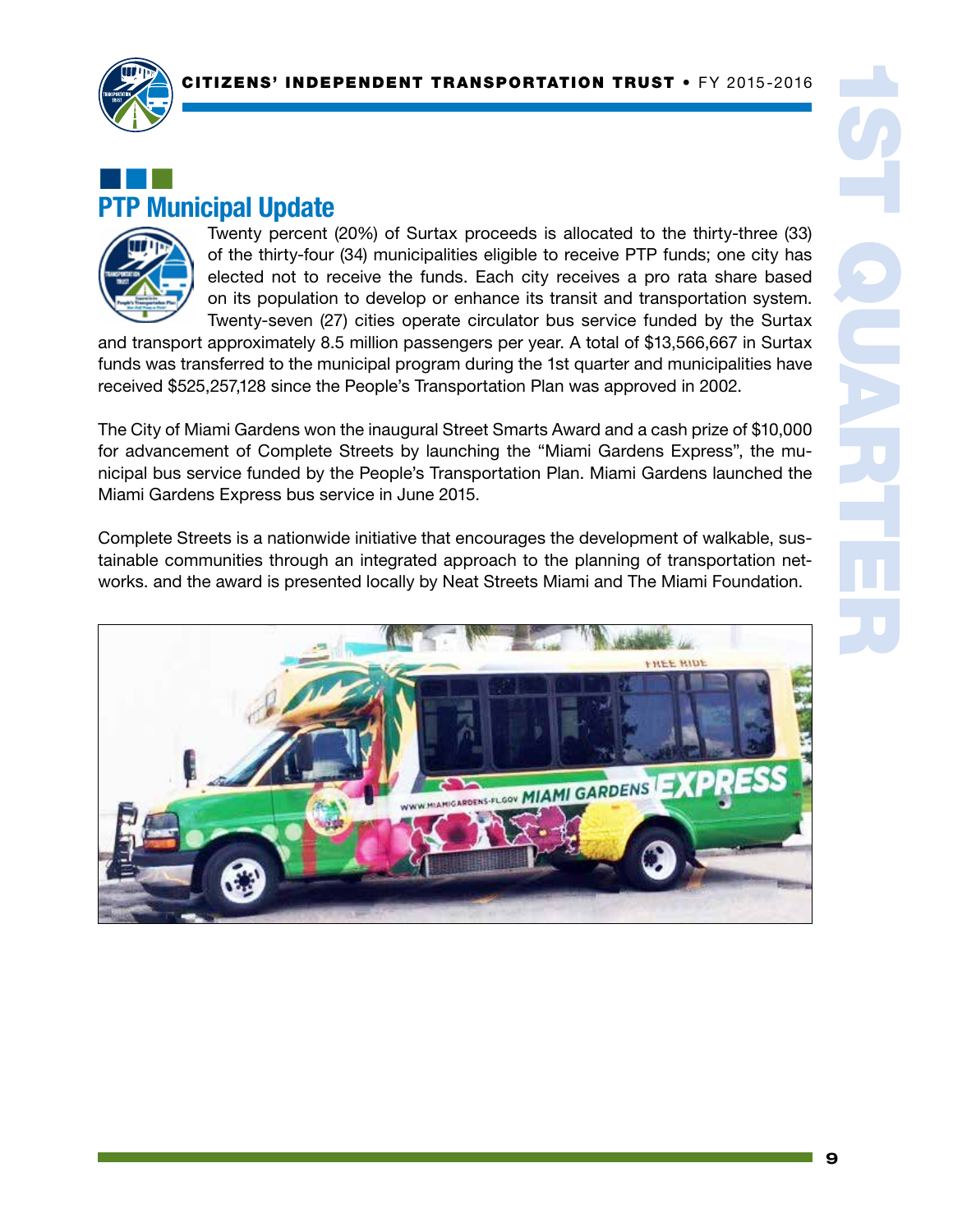## PTP Municipal Update

Twenty percent (20%) of Surtax proceeds is allocated to the thirty-three (33) of the thirty-four (34) municipalities eligible to receive PTP funds; one city has elected not to receive the funds. Each city receives a pro rata share based on its population to develop or enhance its transit and transportation system. Twenty-seven (27) cities operate circulator bus service funded by the Surtax and transport approximately 8.5 million passengers per year. A total of $13,566,667 in Surtax funds was transferred to the municipal program during the 1st quarter and municipalities have received $525,257,128 since the People's Transportation Plan was approved in 2002.

The City of Miami Gardens won the inaugural Street Smarts Award and a cash prize of $10,000 for advancement of Complete Streets by launching the "Miami Gardens Express", the municipal bus service funded by the People's Transportation Plan. Miami Gardens launched the Miami Gardens Express bus service in June 2015.

Complete Streets is a nationwide initiative that encourages the development of walkable, sustainable communities through an integrated approach to the planning of transportation networks. and the award is presented locally by Neat Streets Miami and The Miami Foundation.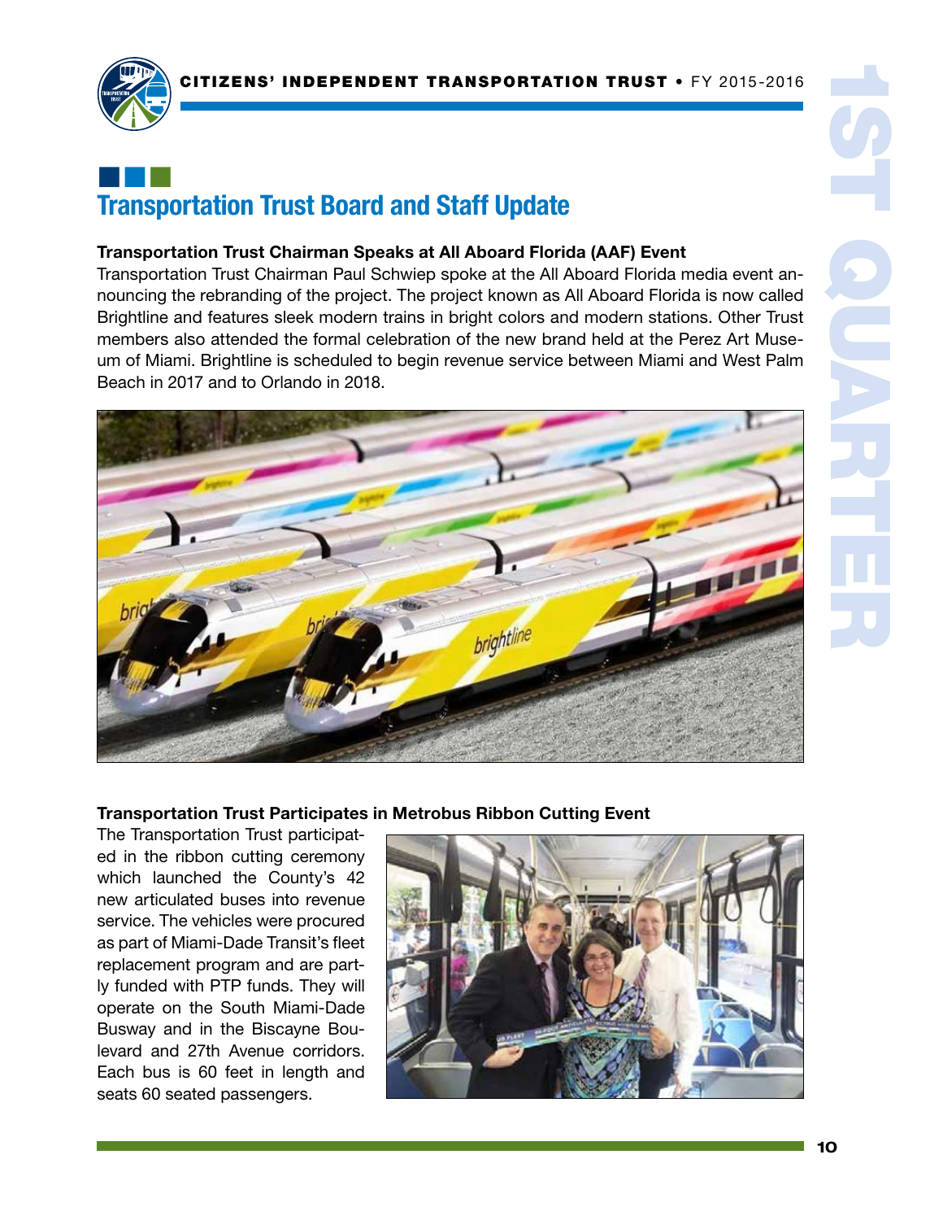## Transportation Trust Board and Staff Update

**Transportation Trust Chairman Speaks at All Aboard Florida (AAF) Event**

Transportation Trust Chairman Paul Schwiep spoke at the All Aboard Florida media event announcing the rebranding of the project. The project known as All Aboard Florida is now called Brightline and features sleek modern trains in bright colors and modern stations. Other Trust members also attended the formal celebration of the new brand held at the Perez Art Museum of Miami. Brightline is scheduled to begin revenue service between Miami and West Palm Beach in 2017 and to Orlando in 2018.

**Transportation Trust Participates in Metrobus Ribbon Cutting Event**

The Transportation Trust participated in the ribbon cutting ceremony which launched the County's 42 new articulated buses into revenue service. The vehicles were procured as part of Miami-Dade Transit's fleet replacement program and are partly funded with PTP funds. They will operate on the South Miami-Dade Busway and in the Biscayne Boulevard and 27th Avenue corridors. Each bus is 60 feet in length and seats 60 seated passengers.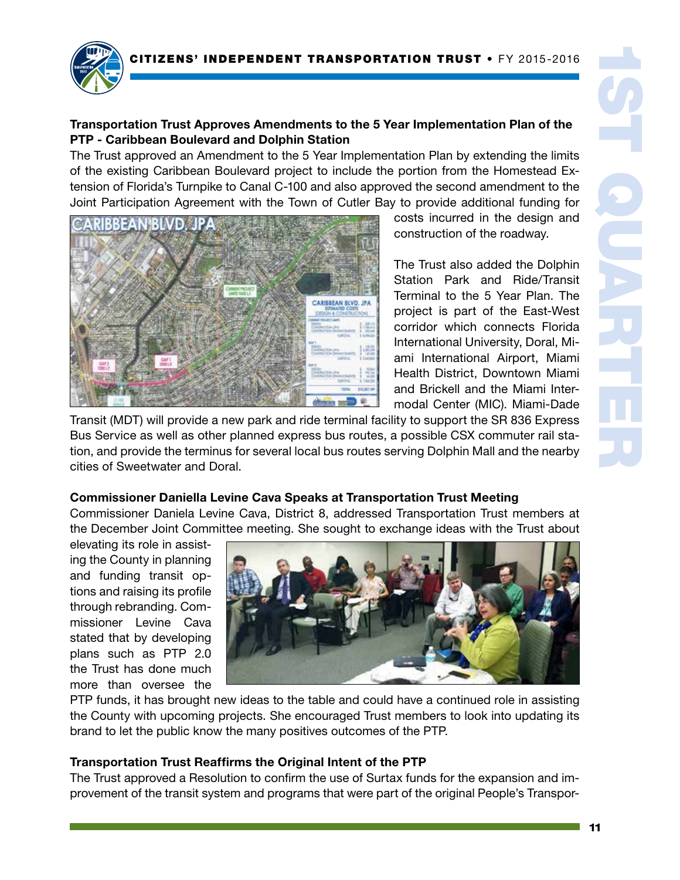### Transportation Trust Approves Amendments to the 5 Year Implementation Plan of the PTP - Caribbean Boulevard and Dolphin Station

The Trust approved an Amendment to the 5 Year Implementation Plan by extending the limits of the existing Caribbean Boulevard project to include the portion from the Homestead Extension of Florida's Turnpike to Canal C-100 and also approved the second amendment to the Joint Participation Agreement with the Town of Cutler Bay to provide additional funding for costs incurred in the design and construction of the roadway.

The Trust also added the Dolphin Station Park and Ride/Transit Terminal to the 5 Year Plan. The project is part of the East-West corridor which connects Florida International University, Doral, Miami International Airport, Miami Health District, Downtown Miami and Brickell and the Miami Intermodal Center (MIC). Miami-Dade Transit (MDT) will provide a new park and ride terminal facility to support the SR 836 Express Bus Service as well as other planned express bus routes, a possible CSX commuter rail station, and provide the terminus for several local bus routes serving Dolphin Mall and the nearby cities of Sweetwater and Doral.

### Commissioner Daniella Levine Cava Speaks at Transportation Trust Meeting

Commissioner Daniela Levine Cava, District 8, addressed Transportation Trust members at the December Joint Committee meeting. She sought to exchange ideas with the Trust about elevating its role in assisting the County in planning and funding transit options and raising its profile through rebranding. Commissioner Levine Cava stated that by developing plans such as PTP 2.0 the Trust has done much more than oversee the PTP funds, it has brought new ideas to the table and could have a continued role in assisting the County with upcoming projects. She encouraged Trust members to look into updating its brand to let the public know the many positives outcomes of the PTP.

### Transportation Trust Reaffirms the Original Intent of the PTP

The Trust approved a Resolution to confirm the use of Surtax funds for the expansion and improvement of the transit system and programs that were part of the original People's Transpor-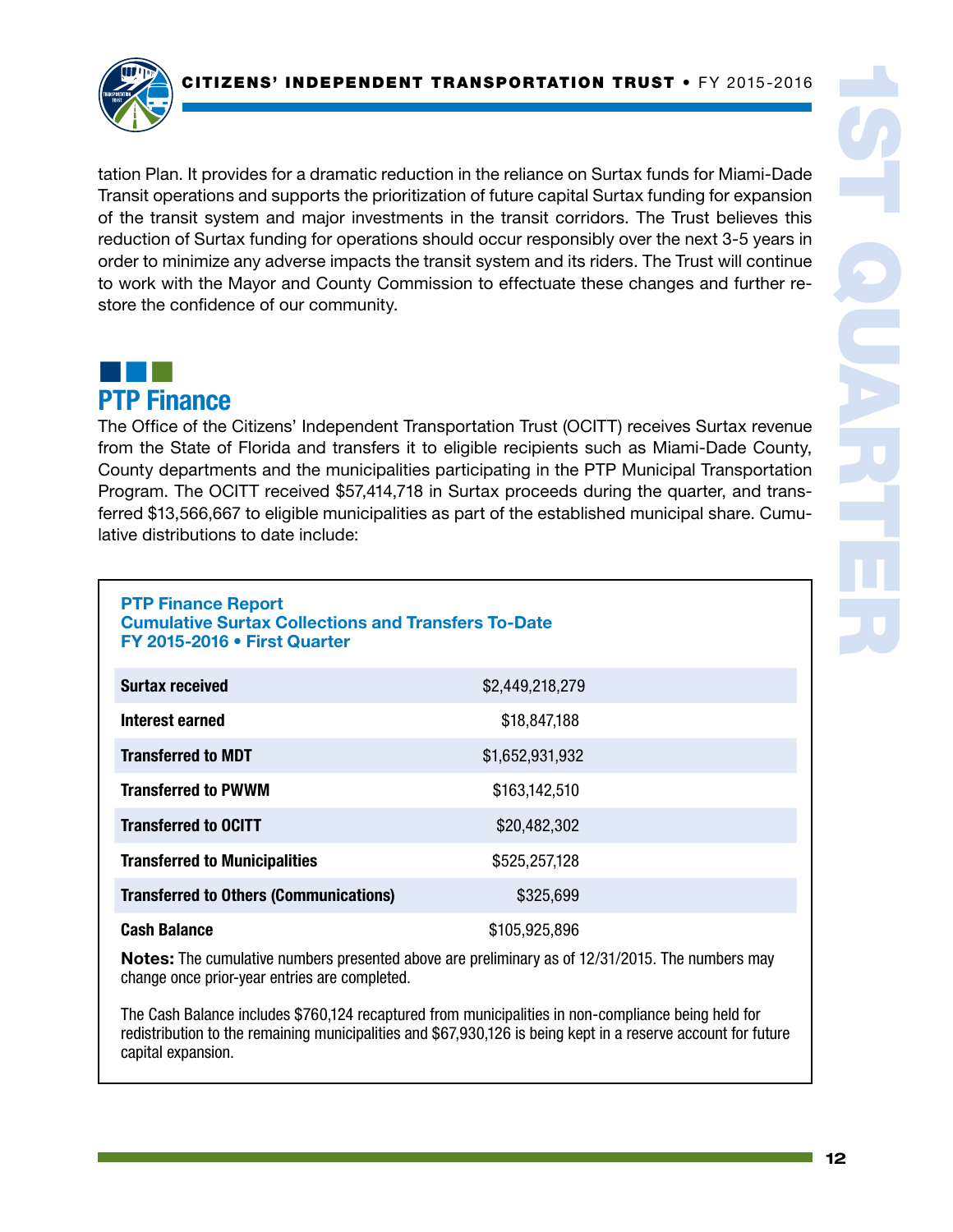tation Plan. It provides for a dramatic reduction in the reliance on Surtax funds for Miami-Dade Transit operations and supports the prioritization of future capital Surtax funding for expansion of the transit system and major investments in the transit corridors. The Trust believes this reduction of Surtax funding for operations should occur responsibly over the next 3-5 years in order to minimize any adverse impacts the transit system and its riders. The Trust will continue to work with the Mayor and County Commission to effectuate these changes and further restore the confidence of our community.

## PTP Finance

The Office of the Citizens' Independent Transportation Trust (OCITT) receives Surtax revenue from the State of Florida and transfers it to eligible recipients such as Miami-Dade County, County departments and the municipalities participating in the PTP Municipal Transportation Program. The OCITT received $57,414,718 in Surtax proceeds during the quarter, and transferred $13,566,667 to eligible municipalities as part of the established municipal share. Cumulative distributions to date include:

### PTP Finance Report
### Cumulative Surtax Collections and Transfers To-Date
### FY 2015-2016 • First Quarter

| | |
|---|---|
| **Surtax received** | $2,449,218,279 |
| **Interest earned** | $18,847,188 |
| **Transferred to MDT** | $1,652,931,932 |
| **Transferred to PWWM** | $163,142,510 |
| **Transferred to OCITT** | $20,482,302 |
| **Transferred to Municipalities** | $525,257,128 |
| **Transferred to Others (Communications)** | $325,699 |
| **Cash Balance** | $105,925,896 |

**Notes:** The cumulative numbers presented above are preliminary as of 12/31/2015. The numbers may change once prior-year entries are completed.

The Cash Balance includes $760,124 recaptured from municipalities in non-compliance being held for redistribution to the remaining municipalities and $67,930,126 is being kept in a reserve account for future capital expansion.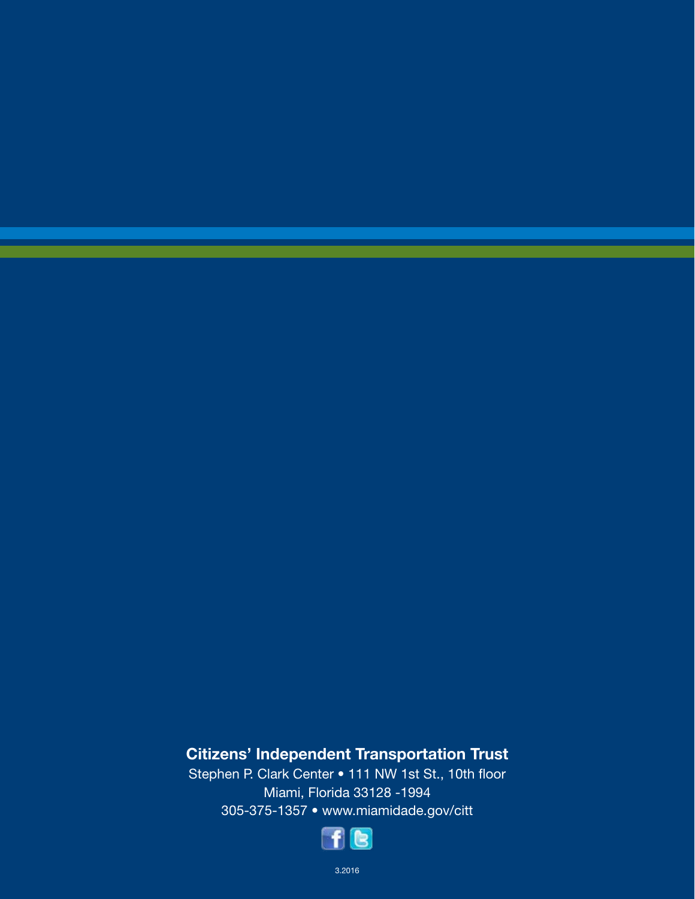**Citizens' Independent Transportation Trust**

Stephen P. Clark Center • 111 NW 1st St., 10th floor

Miami, Florida 33128 -1994

305-375-1357 • www.miamidade.gov/citt

3.2016